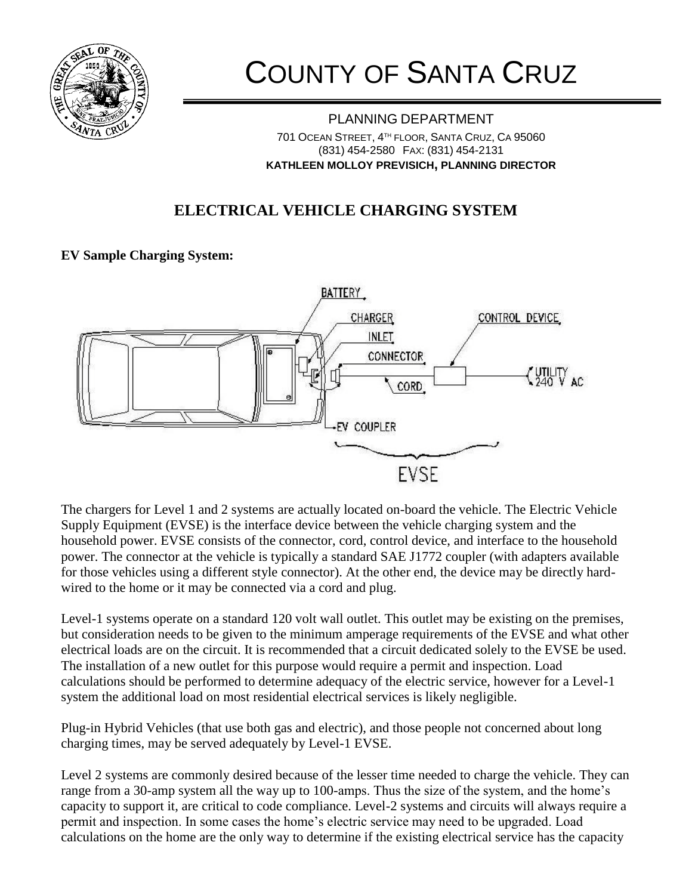# COUNTY OF SANTA CRUZ

PLANNING DEPARTMENT

701 OCEAN STREET, 4TH FLOOR, SANTA CRUZ, CA 95060
(831) 454-2580 FAX: (831) 454-2131
**KATHLEEN MOLLOY PREVISICH, PLANNING DIRECTOR**

## ELECTRICAL VEHICLE CHARGING SYSTEM

**EV Sample Charging System:**

The chargers for Level 1 and 2 systems are actually located on-board the vehicle. The Electric Vehicle Supply Equipment (EVSE) is the interface device between the vehicle charging system and the household power. EVSE consists of the connector, cord, control device, and interface to the household power. The connector at the vehicle is typically a standard SAE J1772 coupler (with adapters available for those vehicles using a different style connector). At the other end, the device may be directly hard-wired to the home or it may be connected via a cord and plug.

Level-1 systems operate on a standard 120 volt wall outlet. This outlet may be existing on the premises, but consideration needs to be given to the minimum amperage requirements of the EVSE and what other electrical loads are on the circuit. It is recommended that a circuit dedicated solely to the EVSE be used. The installation of a new outlet for this purpose would require a permit and inspection. Load calculations should be performed to determine adequacy of the electric service, however for a Level-1 system the additional load on most residential electrical services is likely negligible.

Plug-in Hybrid Vehicles (that use both gas and electric), and those people not concerned about long charging times, may be served adequately by Level-1 EVSE.

Level 2 systems are commonly desired because of the lesser time needed to charge the vehicle. They can range from a 30-amp system all the way up to 100-amps. Thus the size of the system, and the home's capacity to support it, are critical to code compliance. Level-2 systems and circuits will always require a permit and inspection. In some cases the home's electric service may need to be upgraded. Load calculations on the home are the only way to determine if the existing electrical service has the capacity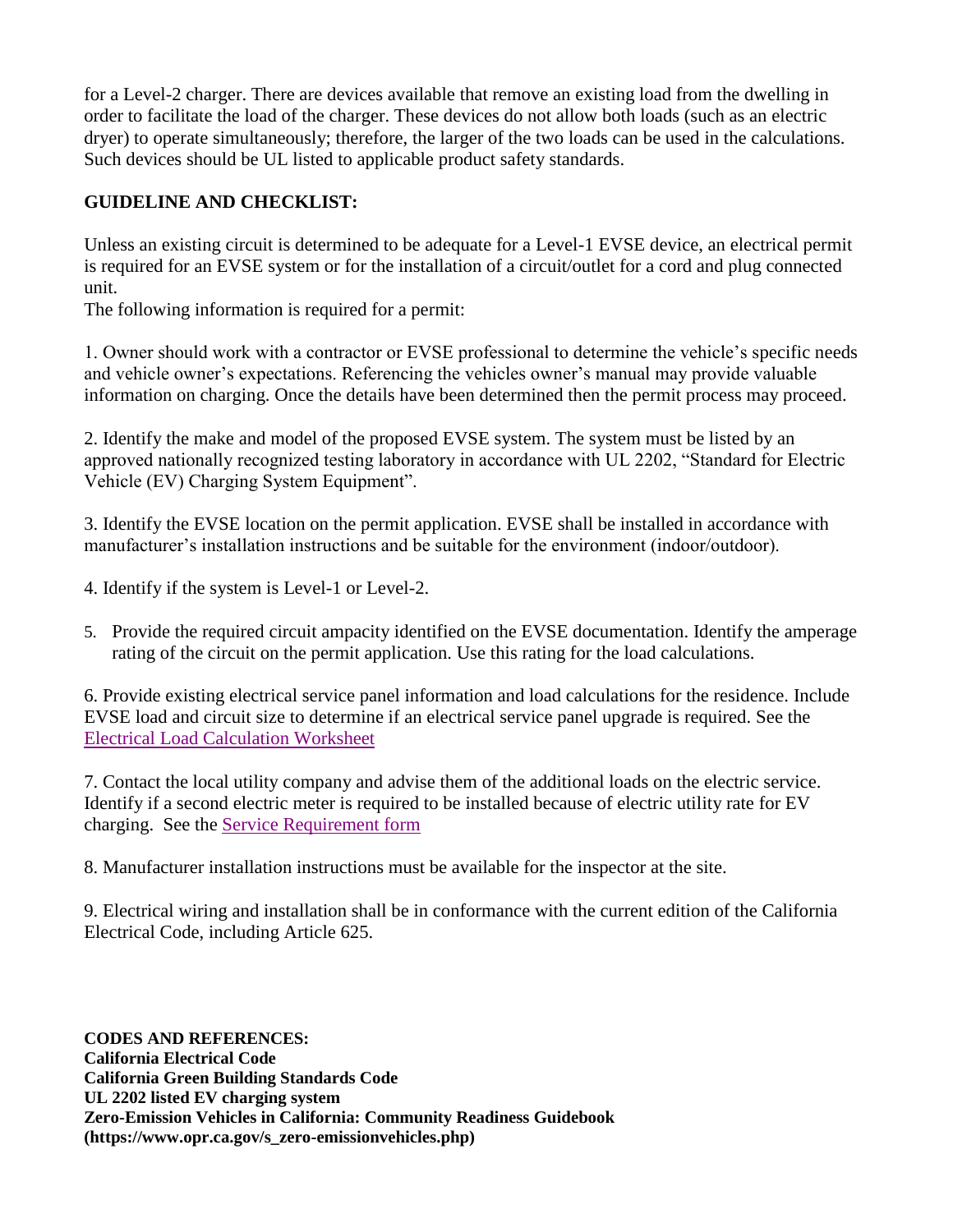for a Level-2 charger. There are devices available that remove an existing load from the dwelling in order to facilitate the load of the charger. These devices do not allow both loads (such as an electric dryer) to operate simultaneously; therefore, the larger of the two loads can be used in the calculations. Such devices should be UL listed to applicable product safety standards.

**GUIDELINE AND CHECKLIST:**

Unless an existing circuit is determined to be adequate for a Level-1 EVSE device, an electrical permit is required for an EVSE system or for the installation of a circuit/outlet for a cord and plug connected unit.

The following information is required for a permit:

1. Owner should work with a contractor or EVSE professional to determine the vehicle's specific needs and vehicle owner's expectations. Referencing the vehicles owner's manual may provide valuable information on charging. Once the details have been determined then the permit process may proceed.

2. Identify the make and model of the proposed EVSE system. The system must be listed by an approved nationally recognized testing laboratory in accordance with UL 2202, "Standard for Electric Vehicle (EV) Charging System Equipment".

3. Identify the EVSE location on the permit application. EVSE shall be installed in accordance with manufacturer's installation instructions and be suitable for the environment (indoor/outdoor).

4. Identify if the system is Level-1 or Level-2.

5. Provide the required circuit ampacity identified on the EVSE documentation. Identify the amperage rating of the circuit on the permit application. Use this rating for the load calculations.

6. Provide existing electrical service panel information and load calculations for the residence. Include EVSE load and circuit size to determine if an electrical service panel upgrade is required. See the Electrical Load Calculation Worksheet

7. Contact the local utility company and advise them of the additional loads on the electric service. Identify if a second electric meter is required to be installed because of electric utility rate for EV charging. See the Service Requirement form

8. Manufacturer installation instructions must be available for the inspector at the site.

9. Electrical wiring and installation shall be in conformance with the current edition of the California Electrical Code, including Article 625.

**CODES AND REFERENCES:**
**California Electrical Code**
**California Green Building Standards Code**
**UL 2202 listed EV charging system**
**Zero-Emission Vehicles in California: Community Readiness Guidebook**
**(https://www.opr.ca.gov/s_zero-emissionvehicles.php)**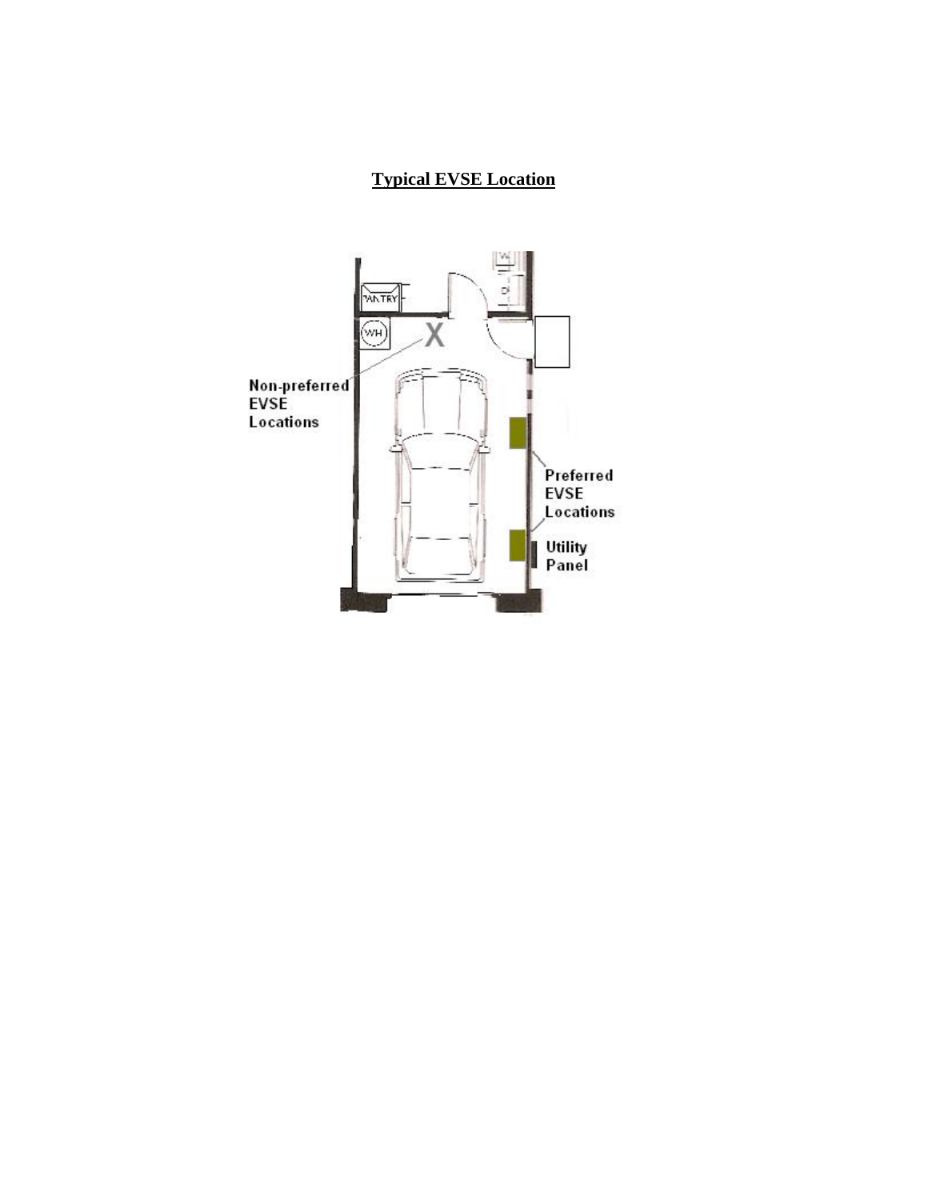**Typical EVSE Location**

PANTRY

WH

X

Non-preferred
EVSE
Locations

Preferred
EVSE
Locations

Utility
Panel